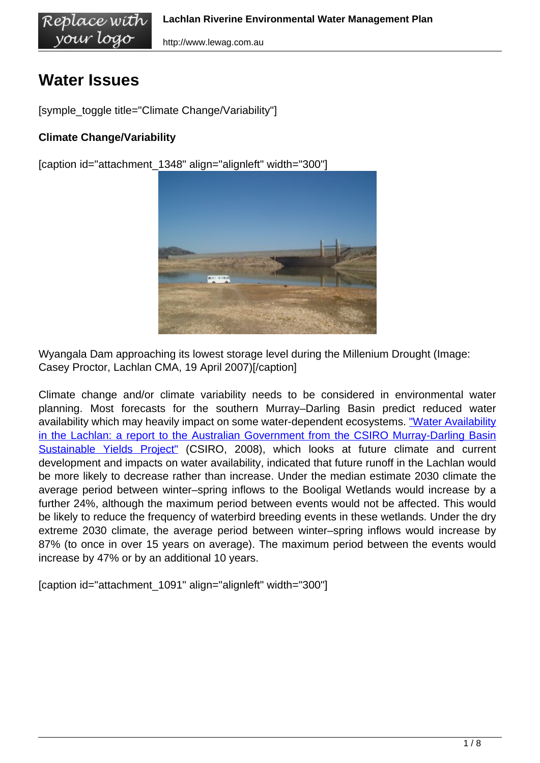# Water Issues

[symple_toggle title="Climate Change/Variability"]

**Climate Change/Variability**

[caption id="attachment_1348" align="alignleft" width="300"]

Wyangala Dam approaching its lowest storage level during the Millenium Drought (Image: Casey Proctor, Lachlan CMA, 19 April 2007)[/caption]

Climate change and/or climate variability needs to be considered in environmental water planning. Most forecasts for the southern Murray–Darling Basin predict reduced water availability which may heavily impact on some water-dependent ecosystems. "Water Availability in the Lachlan: a report to the Australian Government from the CSIRO Murray-Darling Basin Sustainable Yields Project" (CSIRO, 2008), which looks at future climate and current development and impacts on water availability, indicated that future runoff in the Lachlan would be more likely to decrease rather than increase. Under the median estimate 2030 climate the average period between winter–spring inflows to the Booligal Wetlands would increase by a further 24%, although the maximum period between events would not be affected. This would be likely to reduce the frequency of waterbird breeding events in these wetlands. Under the dry extreme 2030 climate, the average period between winter–spring inflows would increase by 87% (to once in over 15 years on average). The maximum period between the events would increase by 47% or by an additional 10 years.

[caption id="attachment_1091" align="alignleft" width="300"]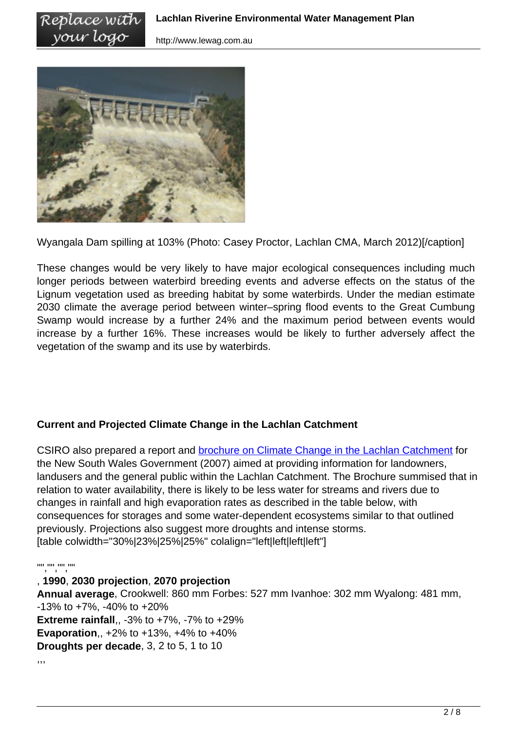Wyangala Dam spilling at 103% (Photo: Casey Proctor, Lachlan CMA, March 2012)[/caption]

These changes would be very likely to have major ecological consequences including much longer periods between waterbird breeding events and adverse effects on the status of the Lignum vegetation used as breeding habitat by some waterbirds. Under the median estimate 2030 climate the average period between winter–spring flood events to the Great Cumbung Swamp would increase by a further 24% and the maximum period between events would increase by a further 16%. These increases would be likely to further adversely affect the vegetation of the swamp and its use by waterbirds.

**Current and Projected Climate Change in the Lachlan Catchment**

CSIRO also prepared a report and brochure on Climate Change in the Lachlan Catchment for the New South Wales Government (2007) aimed at providing information for landowners, landusers and the general public within the Lachlan Catchment. The Brochure summised that in relation to water availability, there is likely to be less water for streams and rivers due to changes in rainfall and high evaporation rates as described in the table below, with consequences for storages and some water-dependent ecosystems similar to that outlined previously. Projections also suggest more droughts and intense storms.
[table colwidth="30%|23%|25%|25%" colalign="left|left|left|left"]

"","","",""
, **1990**, **2030 projection**, **2070 projection**
**Annual average**, Crookwell: 860 mm Forbes: 527 mm Ivanhoe: 302 mm Wyalong: 481 mm, -13% to +7%, -40% to +20%
**Extreme rainfall**,, -3% to +7%, -7% to +29%
**Evaporation**,, +2% to +13%, +4% to +40%
**Droughts per decade**, 3, 2 to 5, 1 to 10

,,,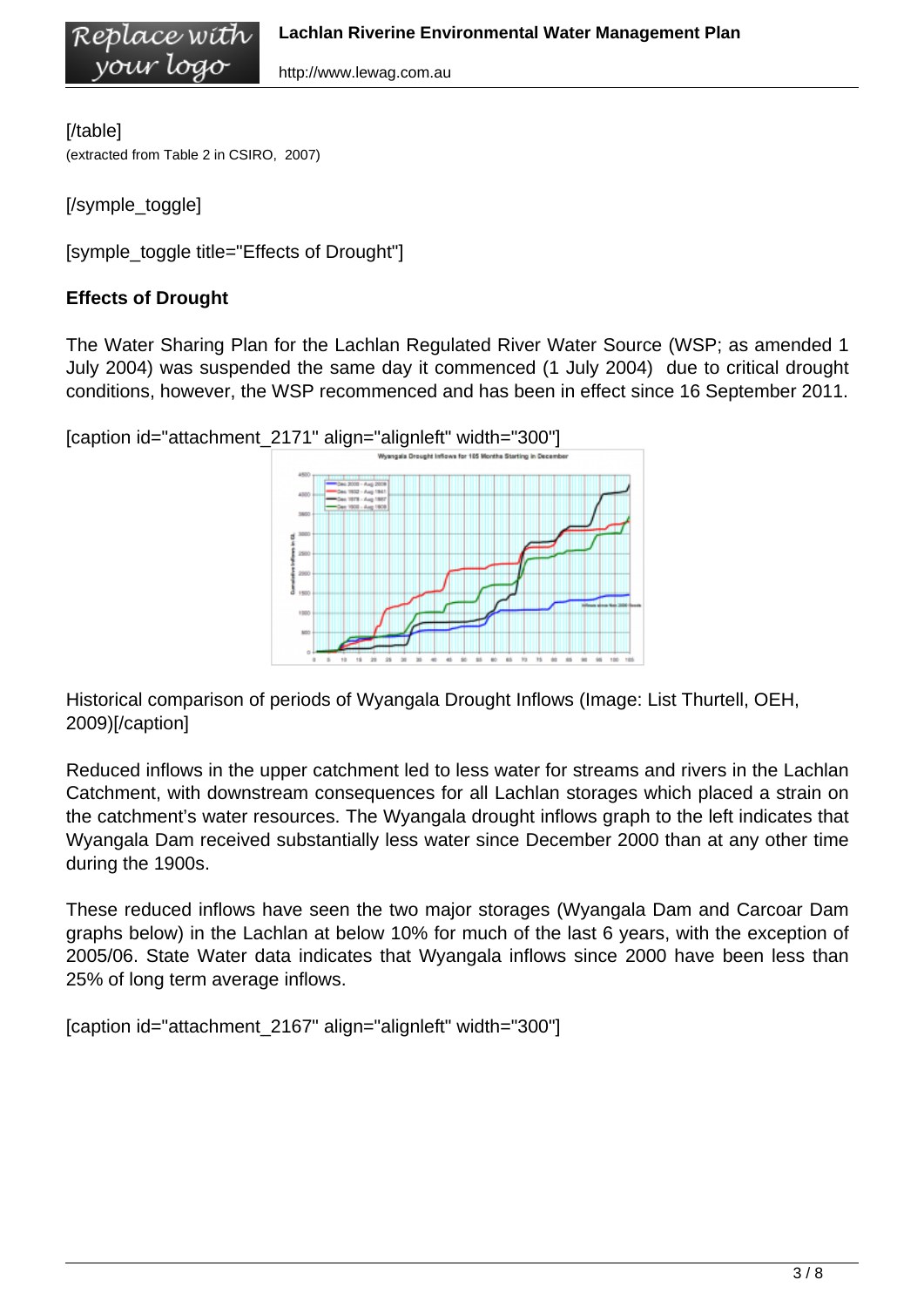[/table]
(extracted from Table 2 in CSIRO, 2007)

[/symple_toggle]

[symple_toggle title="Effects of Drought"]

**Effects of Drought**

The Water Sharing Plan for the Lachlan Regulated River Water Source (WSP; as amended 1 July 2004) was suspended the same day it commenced (1 July 2004) due to critical drought conditions, however, the WSP recommenced and has been in effect since 16 September 2011.

[caption id="attachment_2171" align="alignleft" width="300"]

Historical comparison of periods of Wyangala Drought Inflows (Image: List Thurtell, OEH, 2009)[/caption]

Reduced inflows in the upper catchment led to less water for streams and rivers in the Lachlan Catchment, with downstream consequences for all Lachlan storages which placed a strain on the catchment's water resources. The Wyangala drought inflows graph to the left indicates that Wyangala Dam received substantially less water since December 2000 than at any other time during the 1900s.

These reduced inflows have seen the two major storages (Wyangala Dam and Carcoar Dam graphs below) in the Lachlan at below 10% for much of the last 6 years, with the exception of 2005/06. State Water data indicates that Wyangala inflows since 2000 have been less than 25% of long term average inflows.

[caption id="attachment_2167" align="alignleft" width="300"]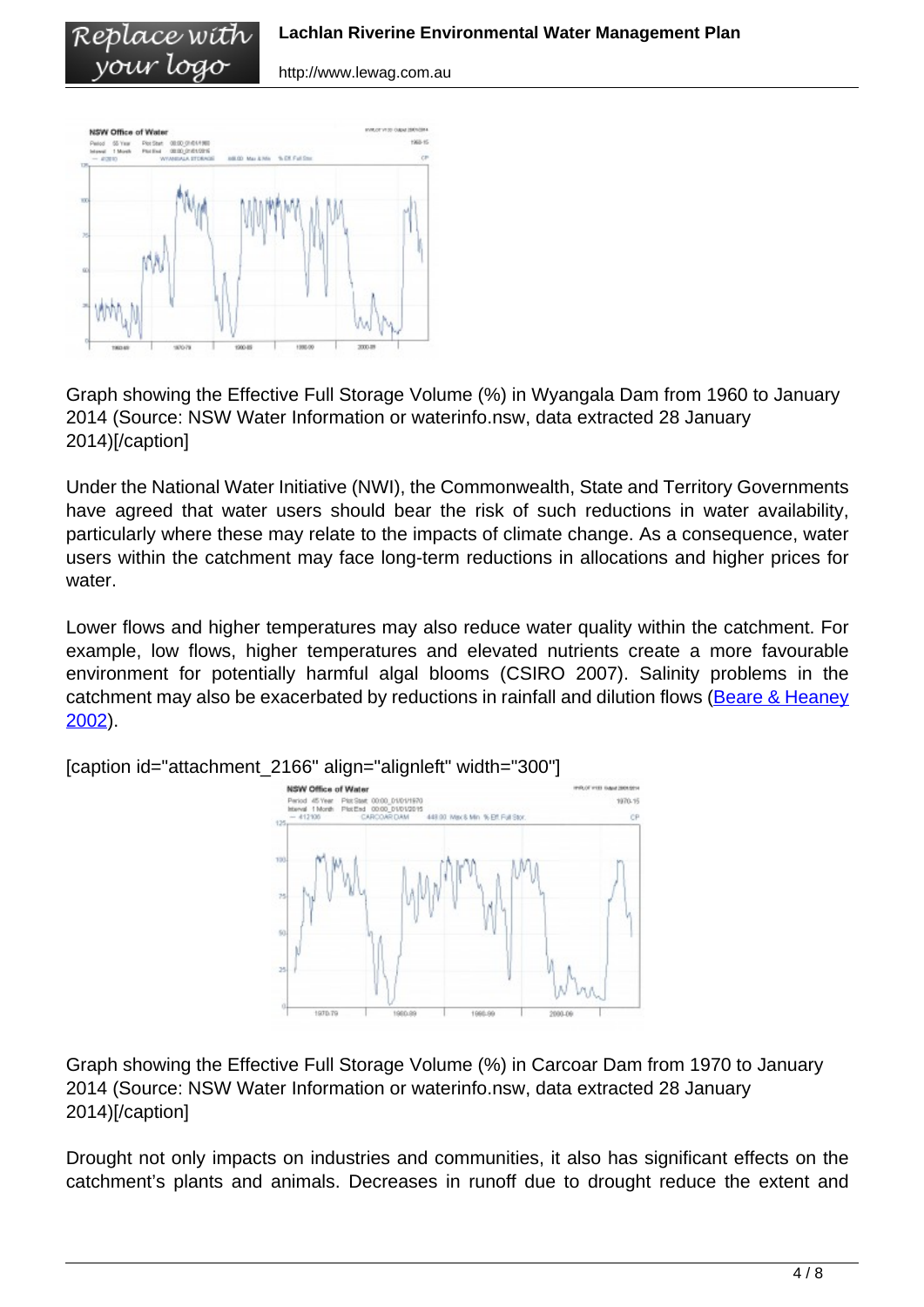Graph showing the Effective Full Storage Volume (%) in Wyangala Dam from 1960 to January 2014 (Source: NSW Water Information or waterinfo.nsw, data extracted 28 January 2014)[/caption]

Under the National Water Initiative (NWI), the Commonwealth, State and Territory Governments have agreed that water users should bear the risk of such reductions in water availability, particularly where these may relate to the impacts of climate change. As a consequence, water users within the catchment may face long-term reductions in allocations and higher prices for water.

Lower flows and higher temperatures may also reduce water quality within the catchment. For example, low flows, higher temperatures and elevated nutrients create a more favourable environment for potentially harmful algal blooms (CSIRO 2007). Salinity problems in the catchment may also be exacerbated by reductions in rainfall and dilution flows (Beare & Heaney 2002).

[caption id="attachment_2166" align="alignleft" width="300"]

Graph showing the Effective Full Storage Volume (%) in Carcoar Dam from 1970 to January 2014 (Source: NSW Water Information or waterinfo.nsw, data extracted 28 January 2014)[/caption]

Drought not only impacts on industries and communities, it also has significant effects on the catchment's plants and animals. Decreases in runoff due to drought reduce the extent and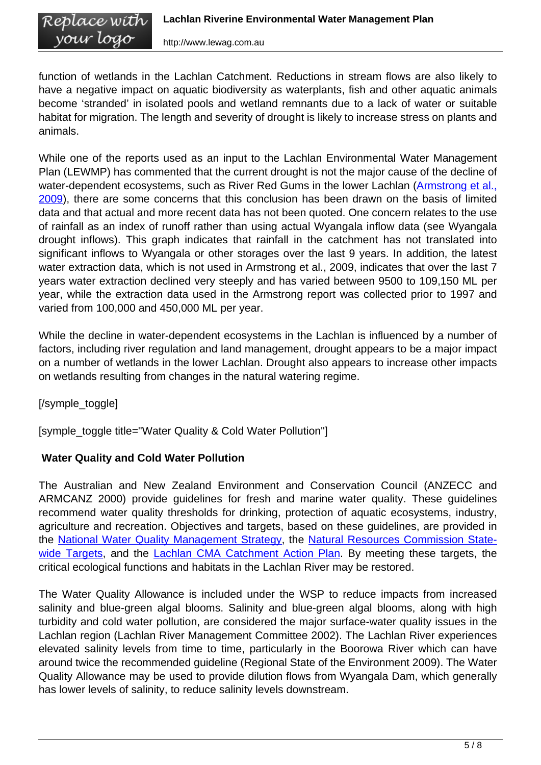function of wetlands in the Lachlan Catchment. Reductions in stream flows are also likely to have a negative impact on aquatic biodiversity as waterplants, fish and other aquatic animals become 'stranded' in isolated pools and wetland remnants due to a lack of water or suitable habitat for migration. The length and severity of drought is likely to increase stress on plants and animals.

While one of the reports used as an input to the Lachlan Environmental Water Management Plan (LEWMP) has commented that the current drought is not the major cause of the decline of water-dependent ecosystems, such as River Red Gums in the lower Lachlan (Armstrong et al., 2009), there are some concerns that this conclusion has been drawn on the basis of limited data and that actual and more recent data has not been quoted. One concern relates to the use of rainfall as an index of runoff rather than using actual Wyangala inflow data (see Wyangala drought inflows). This graph indicates that rainfall in the catchment has not translated into significant inflows to Wyangala or other storages over the last 9 years. In addition, the latest water extraction data, which is not used in Armstrong et al., 2009, indicates that over the last 7 years water extraction declined very steeply and has varied between 9500 to 109,150 ML per year, while the extraction data used in the Armstrong report was collected prior to 1997 and varied from 100,000 and 450,000 ML per year.

While the decline in water-dependent ecosystems in the Lachlan is influenced by a number of factors, including river regulation and land management, drought appears to be a major impact on a number of wetlands in the lower Lachlan. Drought also appears to increase other impacts on wetlands resulting from changes in the natural watering regime.

[/symple_toggle]

[symple_toggle title="Water Quality & Cold Water Pollution"]

**Water Quality and Cold Water Pollution**

The Australian and New Zealand Environment and Conservation Council (ANZECC and ARMCANZ 2000) provide guidelines for fresh and marine water quality. These guidelines recommend water quality thresholds for drinking, protection of aquatic ecosystems, industry, agriculture and recreation. Objectives and targets, based on these guidelines, are provided in the National Water Quality Management Strategy, the Natural Resources Commission State-wide Targets, and the Lachlan CMA Catchment Action Plan. By meeting these targets, the critical ecological functions and habitats in the Lachlan River may be restored.

The Water Quality Allowance is included under the WSP to reduce impacts from increased salinity and blue-green algal blooms. Salinity and blue-green algal blooms, along with high turbidity and cold water pollution, are considered the major surface-water quality issues in the Lachlan region (Lachlan River Management Committee 2002). The Lachlan River experiences elevated salinity levels from time to time, particularly in the Boorowa River which can have around twice the recommended guideline (Regional State of the Environment 2009). The Water Quality Allowance may be used to provide dilution flows from Wyangala Dam, which generally has lower levels of salinity, to reduce salinity levels downstream.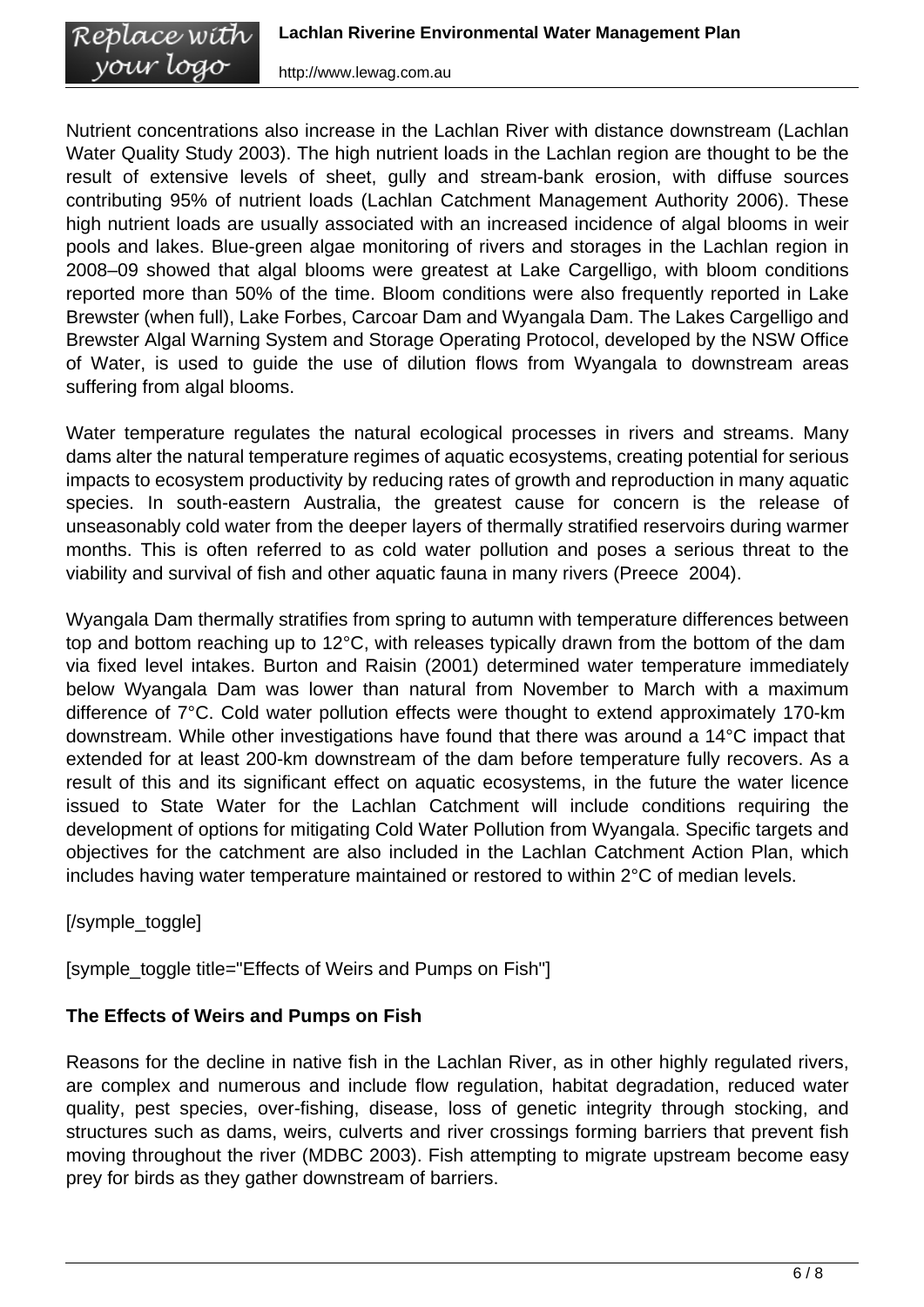Nutrient concentrations also increase in the Lachlan River with distance downstream (Lachlan Water Quality Study 2003). The high nutrient loads in the Lachlan region are thought to be the result of extensive levels of sheet, gully and stream-bank erosion, with diffuse sources contributing 95% of nutrient loads (Lachlan Catchment Management Authority 2006). These high nutrient loads are usually associated with an increased incidence of algal blooms in weir pools and lakes. Blue-green algae monitoring of rivers and storages in the Lachlan region in 2008–09 showed that algal blooms were greatest at Lake Cargelligo, with bloom conditions reported more than 50% of the time. Bloom conditions were also frequently reported in Lake Brewster (when full), Lake Forbes, Carcoar Dam and Wyangala Dam. The Lakes Cargelligo and Brewster Algal Warning System and Storage Operating Protocol, developed by the NSW Office of Water, is used to guide the use of dilution flows from Wyangala to downstream areas suffering from algal blooms.

Water temperature regulates the natural ecological processes in rivers and streams. Many dams alter the natural temperature regimes of aquatic ecosystems, creating potential for serious impacts to ecosystem productivity by reducing rates of growth and reproduction in many aquatic species. In south-eastern Australia, the greatest cause for concern is the release of unseasonably cold water from the deeper layers of thermally stratified reservoirs during warmer months. This is often referred to as cold water pollution and poses a serious threat to the viability and survival of fish and other aquatic fauna in many rivers (Preece 2004).

Wyangala Dam thermally stratifies from spring to autumn with temperature differences between top and bottom reaching up to 12°C, with releases typically drawn from the bottom of the dam via fixed level intakes. Burton and Raisin (2001) determined water temperature immediately below Wyangala Dam was lower than natural from November to March with a maximum difference of 7°C. Cold water pollution effects were thought to extend approximately 170-km downstream. While other investigations have found that there was around a 14°C impact that extended for at least 200-km downstream of the dam before temperature fully recovers. As a result of this and its significant effect on aquatic ecosystems, in the future the water licence issued to State Water for the Lachlan Catchment will include conditions requiring the development of options for mitigating Cold Water Pollution from Wyangala. Specific targets and objectives for the catchment are also included in the Lachlan Catchment Action Plan, which includes having water temperature maintained or restored to within 2°C of median levels.

[/symple_toggle]

[symple_toggle title="Effects of Weirs and Pumps on Fish"]

**The Effects of Weirs and Pumps on Fish**

Reasons for the decline in native fish in the Lachlan River, as in other highly regulated rivers, are complex and numerous and include flow regulation, habitat degradation, reduced water quality, pest species, over-fishing, disease, loss of genetic integrity through stocking, and structures such as dams, weirs, culverts and river crossings forming barriers that prevent fish moving throughout the river (MDBC 2003). Fish attempting to migrate upstream become easy prey for birds as they gather downstream of barriers.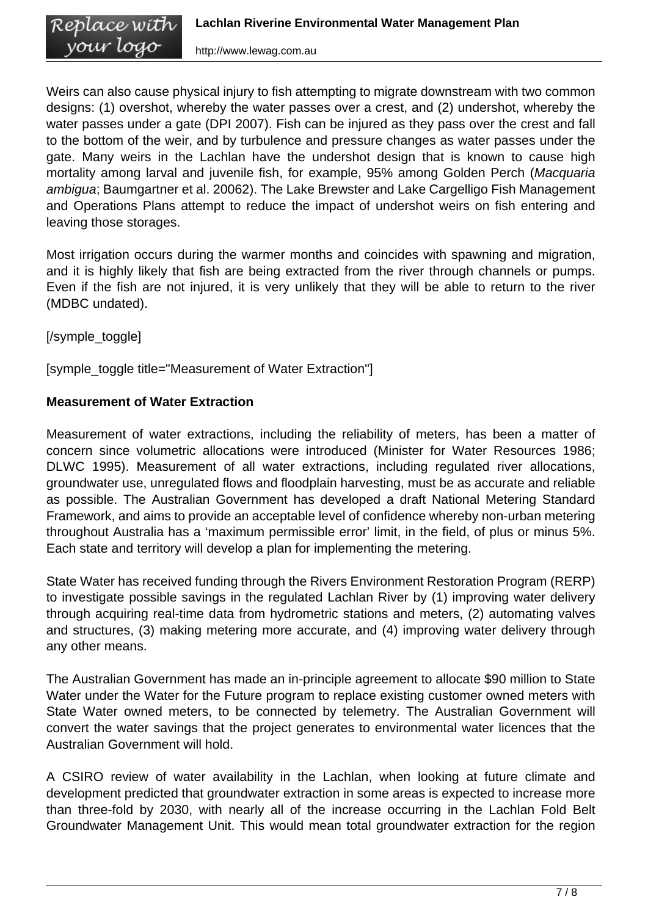Weirs can also cause physical injury to fish attempting to migrate downstream with two common designs: (1) overshot, whereby the water passes over a crest, and (2) undershot, whereby the water passes under a gate (DPI 2007). Fish can be injured as they pass over the crest and fall to the bottom of the weir, and by turbulence and pressure changes as water passes under the gate. Many weirs in the Lachlan have the undershot design that is known to cause high mortality among larval and juvenile fish, for example, 95% among Golden Perch (*Macquaria ambigua*; Baumgartner et al. 20062). The Lake Brewster and Lake Cargelligo Fish Management and Operations Plans attempt to reduce the impact of undershot weirs on fish entering and leaving those storages.

Most irrigation occurs during the warmer months and coincides with spawning and migration, and it is highly likely that fish are being extracted from the river through channels or pumps. Even if the fish are not injured, it is very unlikely that they will be able to return to the river (MDBC undated).

[/symple_toggle]

[symple_toggle title="Measurement of Water Extraction"]

**Measurement of Water Extraction**

Measurement of water extractions, including the reliability of meters, has been a matter of concern since volumetric allocations were introduced (Minister for Water Resources 1986; DLWC 1995). Measurement of all water extractions, including regulated river allocations, groundwater use, unregulated flows and floodplain harvesting, must be as accurate and reliable as possible. The Australian Government has developed a draft National Metering Standard Framework, and aims to provide an acceptable level of confidence whereby non-urban metering throughout Australia has a ‘maximum permissible error’ limit, in the field, of plus or minus 5%. Each state and territory will develop a plan for implementing the metering.

State Water has received funding through the Rivers Environment Restoration Program (RERP) to investigate possible savings in the regulated Lachlan River by (1) improving water delivery through acquiring real-time data from hydrometric stations and meters, (2) automating valves and structures, (3) making metering more accurate, and (4) improving water delivery through any other means.

The Australian Government has made an in-principle agreement to allocate $90 million to State Water under the Water for the Future program to replace existing customer owned meters with State Water owned meters, to be connected by telemetry. The Australian Government will convert the water savings that the project generates to environmental water licences that the Australian Government will hold.

A CSIRO review of water availability in the Lachlan, when looking at future climate and development predicted that groundwater extraction in some areas is expected to increase more than three-fold by 2030, with nearly all of the increase occurring in the Lachlan Fold Belt Groundwater Management Unit. This would mean total groundwater extraction for the region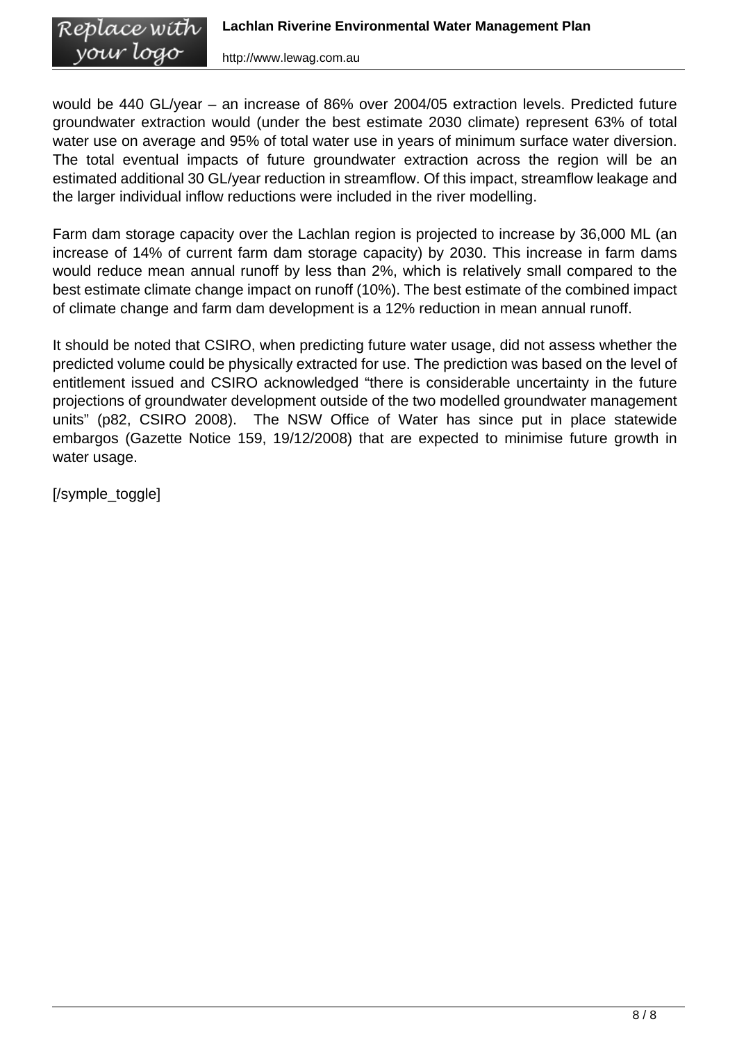would be 440 GL/year – an increase of 86% over 2004/05 extraction levels. Predicted future groundwater extraction would (under the best estimate 2030 climate) represent 63% of total water use on average and 95% of total water use in years of minimum surface water diversion. The total eventual impacts of future groundwater extraction across the region will be an estimated additional 30 GL/year reduction in streamflow. Of this impact, streamflow leakage and the larger individual inflow reductions were included in the river modelling.

Farm dam storage capacity over the Lachlan region is projected to increase by 36,000 ML (an increase of 14% of current farm dam storage capacity) by 2030. This increase in farm dams would reduce mean annual runoff by less than 2%, which is relatively small compared to the best estimate climate change impact on runoff (10%). The best estimate of the combined impact of climate change and farm dam development is a 12% reduction in mean annual runoff.

It should be noted that CSIRO, when predicting future water usage, did not assess whether the predicted volume could be physically extracted for use. The prediction was based on the level of entitlement issued and CSIRO acknowledged "there is considerable uncertainty in the future projections of groundwater development outside of the two modelled groundwater management units" (p82, CSIRO 2008). The NSW Office of Water has since put in place statewide embargos (Gazette Notice 159, 19/12/2008) that are expected to minimise future growth in water usage.

[/symple_toggle]